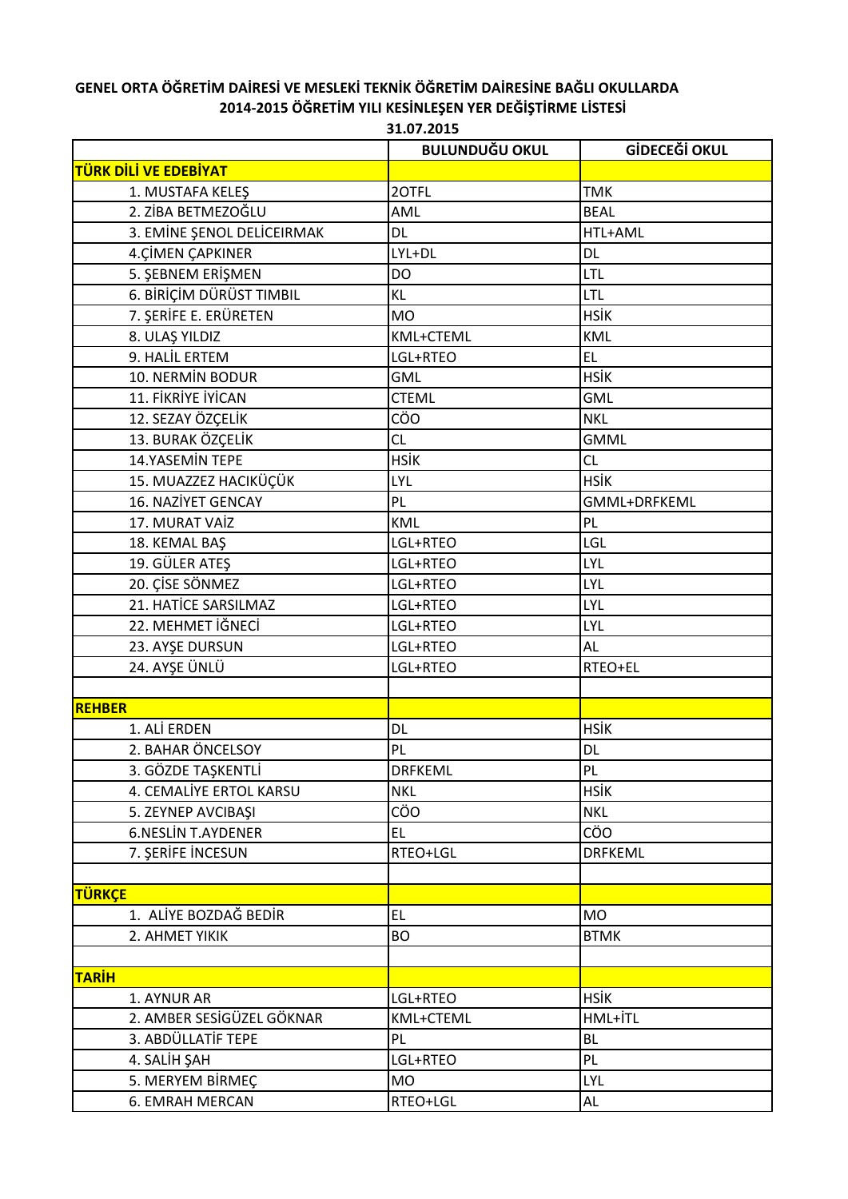**GENEL ORTA ÖĞRETİM DAİRESİ VE MESLEKİ TEKNİK ÖĞRETİM DAİRESİNE BAĞLI OKULLARDA**
**2014-2015 ÖĞRETİM YILI KESİNLEŞEN YER DEĞİŞTİRME LİSTESİ**
**31.07.2015**

| | BULUNDUĞU OKUL | GİDECEĞİ OKUL |
|---|---|---|
| **TÜRK DİLİ VE EDEBİYAT** | | |
| 1. MUSTAFA KELEŞ | 2OTFL | TMK |
| 2. ZİBA BETMEZOĞLU | AML | BEAL |
| 3. EMİNE ŞENOL DELİCEIRMAK | DL | HTL+AML |
| 4.ÇİMEN ÇAPKINER | LYL+DL | DL |
| 5. ŞEBNEM ERİŞMEN | DO | LTL |
| 6. BİRİÇİM DÜRÜST TIMBIL | KL | LTL |
| 7. ŞERİFE E. ERÜRETEN | MO | HSİK |
| 8. ULAŞ YILDIZ | KML+CTEML | KML |
| 9. HALİL ERTEM | LGL+RTEO | EL |
| 10. NERMİN BODUR | GML | HSİK |
| 11. FİKRİYE İYİCAN | CTEML | GML |
| 12. SEZAY ÖZÇELİK | CÖO | NKL |
| 13. BURAK ÖZÇELİK | CL | GMML |
| 14.YASEMİN TEPE | HSİK | CL |
| 15. MUAZZEZ HACIKÜÇÜK | LYL | HSİK |
| 16. NAZİYET GENCAY | PL | GMML+DRFKEML |
| 17. MURAT VAİZ | KML | PL |
| 18. KEMAL BAŞ | LGL+RTEO | LGL |
| 19. GÜLER ATEŞ | LGL+RTEO | LYL |
| 20. ÇİSE SÖNMEZ | LGL+RTEO | LYL |
| 21. HATİCE SARSILMAZ | LGL+RTEO | LYL |
| 22. MEHMET İĞNECİ | LGL+RTEO | LYL |
| 23. AYŞE DURSUN | LGL+RTEO | AL |
| 24. AYŞE ÜNLÜ | LGL+RTEO | RTEO+EL |
| | | |
| **REHBER** | | |
| 1. ALİ ERDEN | DL | HSİK |
| 2. BAHAR ÖNCELSOY | PL | DL |
| 3. GÖZDE TAŞKENTLİ | DRFKEML | PL |
| 4. CEMALİYE ERTOL KARSU | NKL | HSİK |
| 5. ZEYNEP AVCIBAŞI | CÖO | NKL |
| 6.NESLİN T.AYDENER | EL | CÖO |
| 7. ŞERİFE İNCESUN | RTEO+LGL | DRFKEML |
| | | |
| **TÜRKÇE** | | |
| 1. ALİYE BOZDAĞ BEDİR | EL | MO |
| 2. AHMET YIKIK | BO | BTMK |
| | | |
| **TARİH** | | |
| 1. AYNUR AR | LGL+RTEO | HSİK |
| 2. AMBER SESİGÜZEL GÖKNAR | KML+CTEML | HML+İTL |
| 3. ABDÜLLATİF TEPE | PL | BL |
| 4. SALİH ŞAH | LGL+RTEO | PL |
| 5. MERYEM BİRMEÇ | MO | LYL |
| 6. EMRAH MERCAN | RTEO+LGL | AL |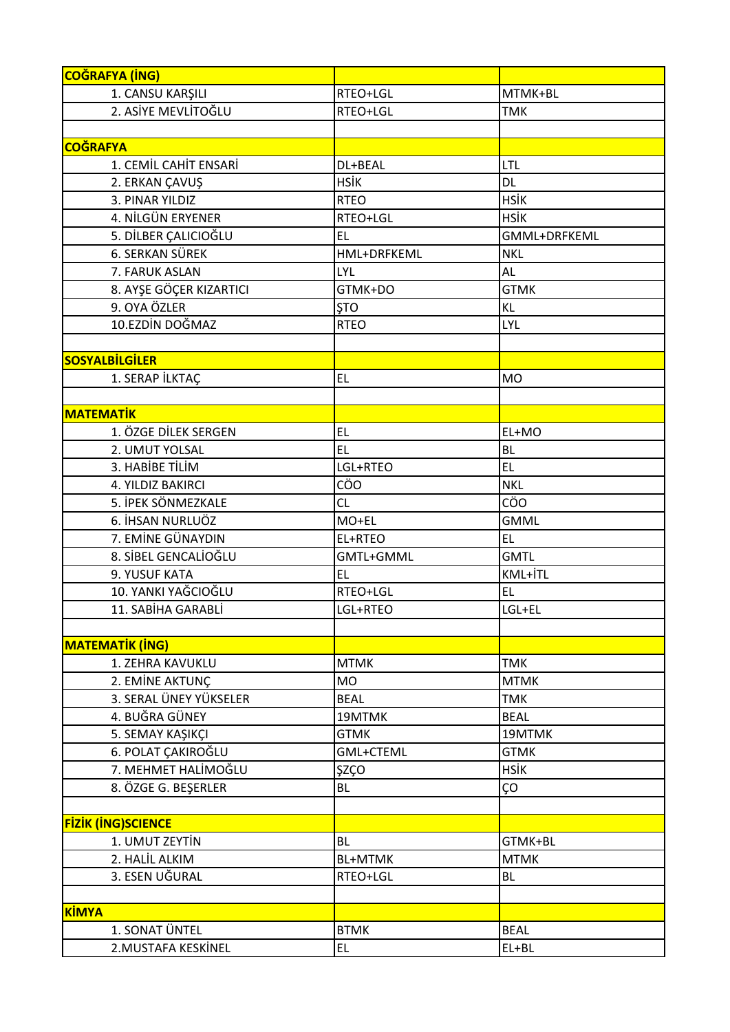| COĞRAFYA (İNG) | | |
|---|---|---|
| 1. CANSU KARŞILI | RTEO+LGL | MTMK+BL |
| 2. ASİYE MEVLİTOĞLU | RTEO+LGL | TMK |
| | | |
| **COĞRAFYA** | | |
| 1. CEMİL CAHİT ENSARİ | DL+BEAL | LTL |
| 2. ERKAN ÇAVUŞ | HSİK | DL |
| 3. PINAR YILDIZ | RTEO | HSİK |
| 4. NİLGÜN ERYENER | RTEO+LGL | HSİK |
| 5. DİLBER ÇALICIOĞLU | EL | GMML+DRFKEML |
| 6. SERKAN SÜREK | HML+DRFKEML | NKL |
| 7. FARUK ASLAN | LYL | AL |
| 8. AYŞE GÖÇER KIZARTICI | GTMK+DO | GTMK |
| 9. OYA ÖZLER | ŞTO | KL |
| 10.EZDİN DOĞMAZ | RTEO | LYL |
| | | |
| **SOSYALBİLGİLER** | | |
| 1. SERAP İLKTAÇ | EL | MO |
| | | |
| **MATEMATİK** | | |
| 1. ÖZGE DİLEK SERGEN | EL | EL+MO |
| 2. UMUT YOLSAL | EL | BL |
| 3. HABİBE TİLİM | LGL+RTEO | EL |
| 4. YILDIZ BAKIRCI | CÖO | NKL |
| 5. İPEK SÖNMEZKALE | CL | CÖO |
| 6. İHSAN NURLUÖZ | MO+EL | GMML |
| 7. EMİNE GÜNAYDIN | EL+RTEO | EL |
| 8. SİBEL GENCALİOĞLU | GMTL+GMML | GMTL |
| 9. YUSUF KATA | EL | KML+İTL |
| 10. YANKI YAĞCIOĞLU | RTEO+LGL | EL |
| 11. SABİHA GARABLİ | LGL+RTEO | LGL+EL |
| | | |
| **MATEMATİK (İNG)** | | |
| 1. ZEHRA KAVUKLU | MTMK | TMK |
| 2. EMİNE AKTUNÇ | MO | MTMK |
| 3. SERAL ÜNEY YÜKSELER | BEAL | TMK |
| 4. BUĞRA GÜNEY | 19MTMK | BEAL |
| 5. SEMAY KAŞIKÇI | GTMK | 19MTMK |
| 6. POLAT ÇAKIROĞLU | GML+CTEML | GTMK |
| 7. MEHMET HALİMOĞLU | ŞZÇO | HSİK |
| 8. ÖZGE G. BEŞERLER | BL | ÇO |
| | | |
| **FİZİK (İNG)SCIENCE** | | |
| 1. UMUT ZEYTİN | BL | GTMK+BL |
| 2. HALİL ALKIM | BL+MTMK | MTMK |
| 3. ESEN UĞURAL | RTEO+LGL | BL |
| | | |
| **KİMYA** | | |
| 1. SONAT ÜNTEL | BTMK | BEAL |
| 2.MUSTAFA KESKİNEL | EL | EL+BL |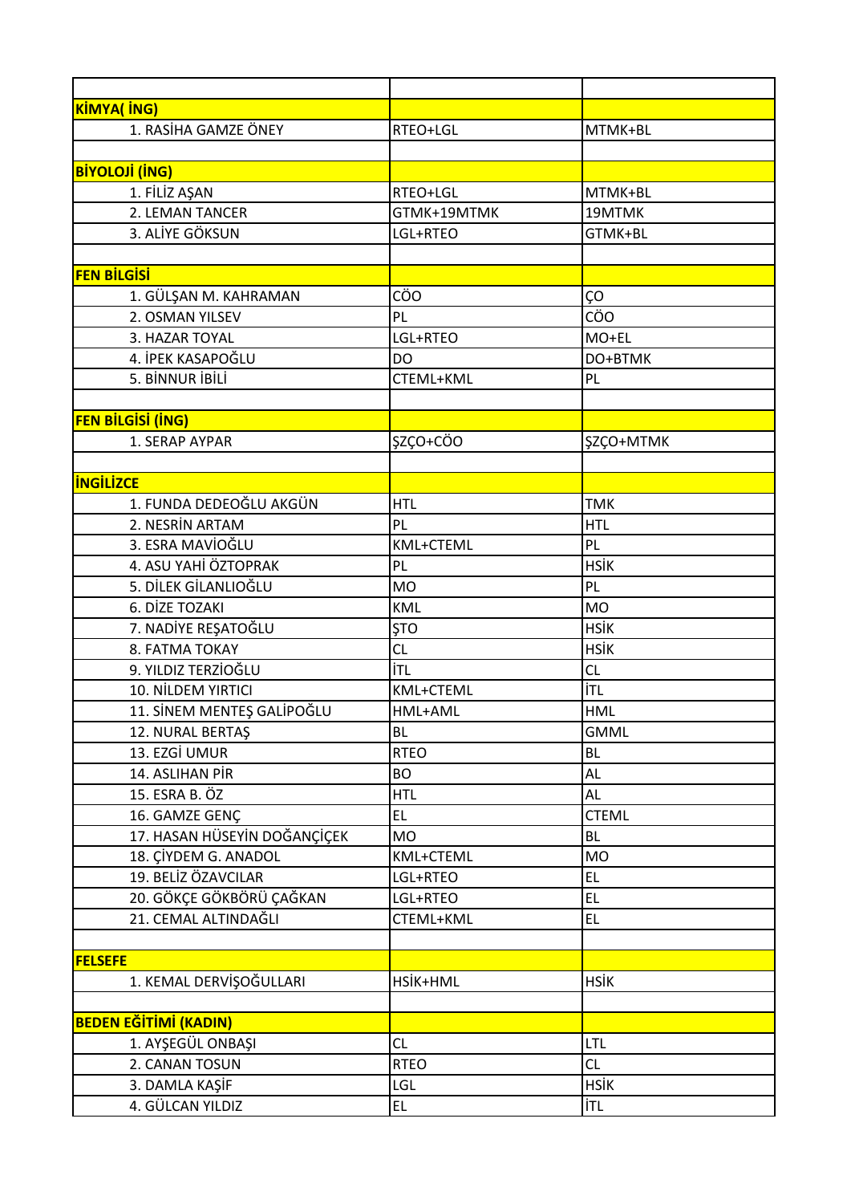| | | |
|---|---|---|
| **KİMYA( İNG)** | | |
| 1. RASİHA GAMZE ÖNEY | RTEO+LGL | MTMK+BL |
| | | |
| **BİYOLOJİ (İNG)** | | |
| 1. FİLİZ AŞAN | RTEO+LGL | MTMK+BL |
| 2. LEMAN TANCER | GTMK+19MTMK | 19MTMK |
| 3. ALİYE GÖKSUN | LGL+RTEO | GTMK+BL |
| | | |
| **FEN BİLGİSİ** | | |
| 1. GÜLŞAN M. KAHRAMAN | CÖO | ÇO |
| 2. OSMAN YILSEV | PL | CÖO |
| 3. HAZAR TOYAL | LGL+RTEO | MO+EL |
| 4. İPEK KASAPOĞLU | DO | DO+BTMK |
| 5. BİNNUR İBİLİ | CTEML+KML | PL |
| | | |
| **FEN BİLGİSİ (İNG)** | | |
| 1. SERAP AYPAR | ŞZÇO+CÖO | ŞZÇO+MTMK |
| | | |
| **İNGİLİZCE** | | |
| 1. FUNDA DEDEOĞLU AKGÜN | HTL | TMK |
| 2. NESRİN ARTAM | PL | HTL |
| 3. ESRA MAVİOĞLU | KML+CTEML | PL |
| 4. ASU YAHİ ÖZTOPRAK | PL | HSİK |
| 5. DİLEK GİLANLIOĞLU | MO | PL |
| 6. DİZE TOZAKI | KML | MO |
| 7. NADİYE REŞATOĞLU | ŞTO | HSİK |
| 8. FATMA TOKAY | CL | HSİK |
| 9. YILDIZ TERZİOĞLU | İTL | CL |
| 10. NİLDEM YIRTICI | KML+CTEML | İTL |
| 11. SİNEM MENTEŞ GALİPOĞLU | HML+AML | HML |
| 12. NURAL BERTAŞ | BL | GMML |
| 13. EZGİ UMUR | RTEO | BL |
| 14. ASLIHAN PİR | BO | AL |
| 15. ESRA B. ÖZ | HTL | AL |
| 16. GAMZE GENÇ | EL | CTEML |
| 17. HASAN HÜSEYİN DOĞANÇİÇEK | MO | BL |
| 18. ÇİYDEM G. ANADOL | KML+CTEML | MO |
| 19. BELİZ ÖZAVCILAR | LGL+RTEO | EL |
| 20. GÖKÇE GÖKBÖRÜ ÇAĞKAN | LGL+RTEO | EL |
| 21. CEMAL ALTINDAĞLI | CTEML+KML | EL |
| | | |
| **FELSEFE** | | |
| 1. KEMAL DERVİŞOĞULLARI | HSİK+HML | HSİK |
| | | |
| **BEDEN EĞİTİMİ (KADIN)** | | |
| 1. AYŞEGÜL ONBAŞI | CL | LTL |
| 2. CANAN TOSUN | RTEO | CL |
| 3. DAMLA KAŞİF | LGL | HSİK |
| 4. GÜLCAN YILDIZ | EL | İTL |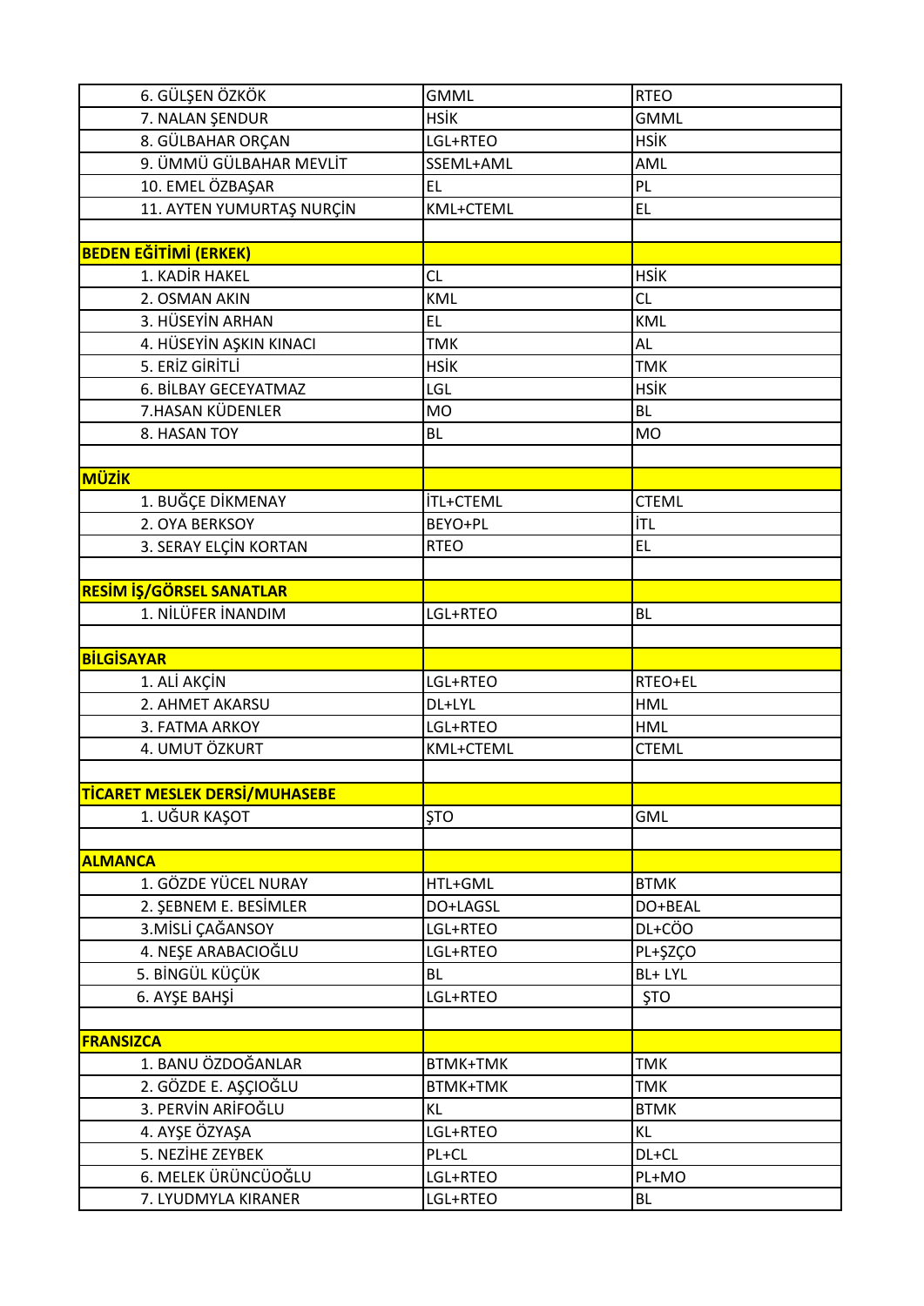| 6. GÜLŞEN ÖZKÖK | GMML | RTEO |
|---|---|---|
| 7. NALAN ŞENDUR | HSİK | GMML |
| 8. GÜLBAHAR ORÇAN | LGL+RTEO | HSİK |
| 9. ÜMMÜ GÜLBAHAR MEVLİT | SSEML+AML | AML |
| 10. EMEL ÖZBAŞAR | EL | PL |
| 11. AYTEN YUMURTAŞ NURÇİN | KML+CTEML | EL |
| | | |
| **BEDEN EĞİTİMİ (ERKEK)** | | |
| 1. KADİR HAKEL | CL | HSİK |
| 2. OSMAN AKIN | KML | CL |
| 3. HÜSEYİN ARHAN | EL | KML |
| 4. HÜSEYİN AŞKIN KINACI | TMK | AL |
| 5. ERİZ GİRİTLİ | HSİK | TMK |
| 6. BİLBAY GECEYATMAZ | LGL | HSİK |
| 7.HASAN KÜDENLER | MO | BL |
| 8. HASAN TOY | BL | MO |
| | | |
| **MÜZİK** | | |
| 1. BUĞÇE DİKMENAY | İTL+CTEML | CTEML |
| 2. OYA BERKSOY | BEYO+PL | İTL |
| 3. SERAY ELÇİN KORTAN | RTEO | EL |
| | | |
| **RESİM İŞ/GÖRSEL SANATLAR** | | |
| 1. NİLÜFER İNANDIM | LGL+RTEO | BL |
| | | |
| **BİLGİSAYAR** | | |
| 1. ALİ AKÇİN | LGL+RTEO | RTEO+EL |
| 2. AHMET AKARSU | DL+LYL | HML |
| 3. FATMA ARKOY | LGL+RTEO | HML |
| 4. UMUT ÖZKURT | KML+CTEML | CTEML |
| | | |
| **TİCARET MESLEK DERSİ/MUHASEBE** | | |
| 1. UĞUR KAŞOT | ŞTO | GML |
| | | |
| **ALMANCA** | | |
| 1. GÖZDE YÜCEL NURAY | HTL+GML | BTMK |
| 2. ŞEBNEM E. BESİMLER | DO+LAGSL | DO+BEAL |
| 3.MİSLİ ÇAĞANSOY | LGL+RTEO | DL+CÖO |
| 4. NEŞE ARABACIOĞLU | LGL+RTEO | PL+ŞZÇO |
| 5. BİNGÜL KÜÇÜK | BL | BL+ LYL |
| 6. AYŞE BAHŞİ | LGL+RTEO | ŞTO |
| | | |
| **FRANSIZCA** | | |
| 1. BANU ÖZDOĞANLAR | BTMK+TMK | TMK |
| 2. GÖZDE E. AŞÇIOĞLU | BTMK+TMK | TMK |
| 3. PERVİN ARİFOĞLU | KL | BTMK |
| 4. AYŞE ÖZYAŞA | LGL+RTEO | KL |
| 5. NEZİHE ZEYBEK | PL+CL | DL+CL |
| 6. MELEK ÜRÜNCÜOĞLU | LGL+RTEO | PL+MO |
| 7. LYUDMYLA KIRANER | LGL+RTEO | BL |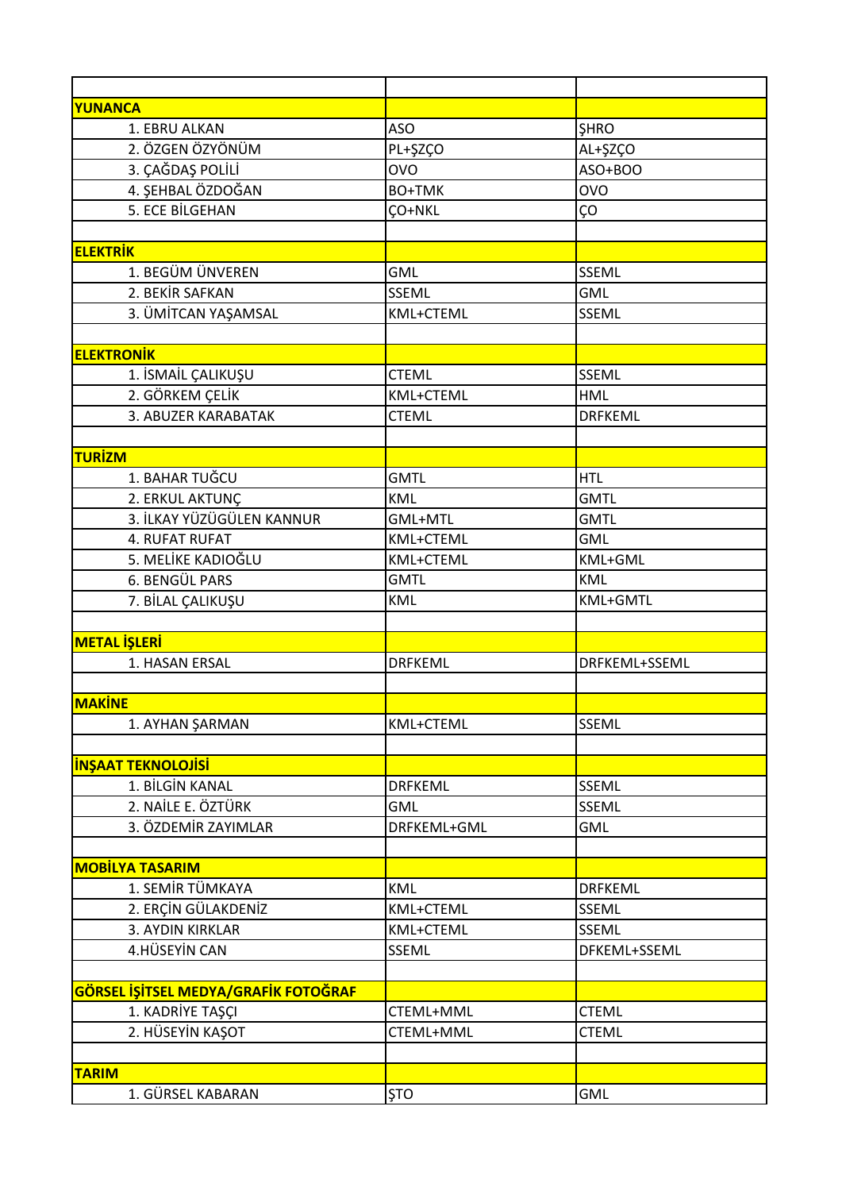| | | |
|---|---|---|
| **YUNANCA** | | |
| 1. EBRU ALKAN | ASO | ŞHRO |
| 2. ÖZGEN ÖZYÖNÜM | PL+ŞZÇO | AL+ŞZÇO |
| 3. ÇAĞDAŞ POLİLİ | OVO | ASO+BOO |
| 4. ŞEHBAL ÖZDOĞAN | BO+TMK | OVO |
| 5. ECE BİLGEHAN | ÇO+NKL | ÇO |
| | | |
| **ELEKTRİK** | | |
| 1. BEGÜM ÜNVEREN | GML | SSEML |
| 2. BEKİR SAFKAN | SSEML | GML |
| 3. ÜMİTCAN YAŞAMSAL | KML+CTEML | SSEML |
| | | |
| **ELEKTRONİK** | | |
| 1. İSMAİL ÇALIKUŞU | CTEML | SSEML |
| 2. GÖRKEM ÇELİK | KML+CTEML | HML |
| 3. ABUZER KARABATAK | CTEML | DRFKEML |
| | | |
| **TURİZM** | | |
| 1. BAHAR TUĞCU | GMTL | HTL |
| 2. ERKUL AKTUNÇ | KML | GMTL |
| 3. İLKAY YÜZÜGÜLEN KANNUR | GML+MTL | GMTL |
| 4. RUFAT RUFAT | KML+CTEML | GML |
| 5. MELİKE KADIOĞLU | KML+CTEML | KML+GML |
| 6. BENGÜL PARS | GMTL | KML |
| 7. BİLAL ÇALIKUŞU | KML | KML+GMTL |
| | | |
| **METAL İŞLERİ** | | |
| 1. HASAN ERSAL | DRFKEML | DRFKEML+SSEML |
| | | |
| **MAKİNE** | | |
| 1. AYHAN ŞARMAN | KML+CTEML | SSEML |
| | | |
| **İNŞAAT TEKNOLOJİSİ** | | |
| 1. BİLGİN KANAL | DRFKEML | SSEML |
| 2. NAİLE E. ÖZTÜRK | GML | SSEML |
| 3. ÖZDEMİR ZAYIMLAR | DRFKEML+GML | GML |
| | | |
| **MOBİLYA TASARIM** | | |
| 1. SEMİR TÜMKAYA | KML | DRFKEML |
| 2. ERÇİN GÜLAKDENİZ | KML+CTEML | SSEML |
| 3. AYDIN KIRKLAR | KML+CTEML | SSEML |
| 4.HÜSEYİN CAN | SSEML | DFKEML+SSEML |
| | | |
| **GÖRSEL İŞİTSEL MEDYA/GRAFİK FOTOĞRAF** | | |
| 1. KADRİYE TAŞÇI | CTEML+MML | CTEML |
| 2. HÜSEYİN KAŞOT | CTEML+MML | CTEML |
| | | |
| **TARIM** | | |
| 1. GÜRSEL KABARAN | ŞTO | GML |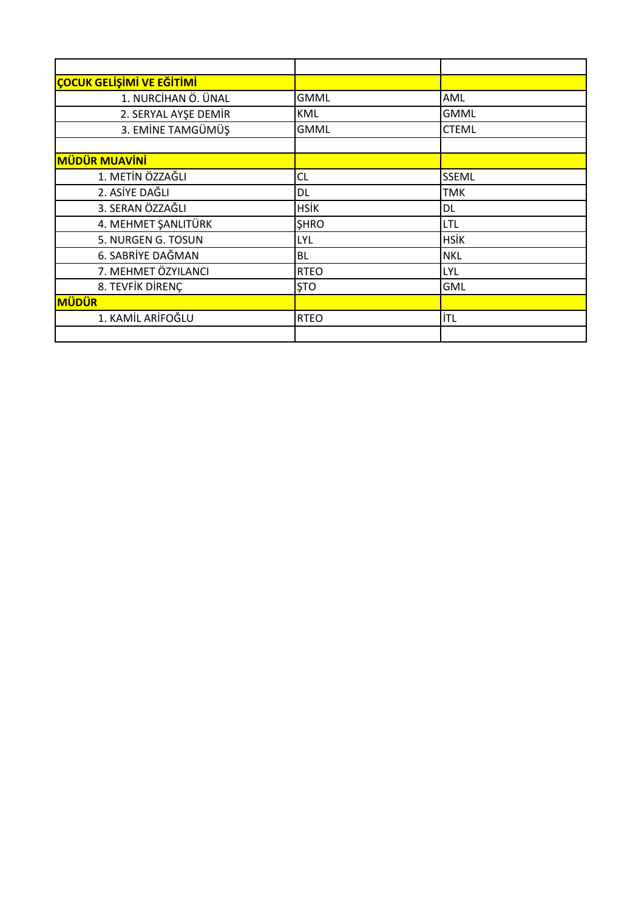| | | |
|---|---|---|
| **ÇOCUK GELİŞİMİ VE EĞİTİMİ** | | |
| 1. NURCİHAN Ö. ÜNAL | GMML | AML |
| 2. SERYAL AYŞE DEMİR | KML | GMML |
| 3. EMİNE TAMGÜMÜŞ | GMML | CTEML |
| | | |
| **MÜDÜR MUAVİNİ** | | |
| 1. METİN ÖZZAĞLI | CL | SSEML |
| 2. ASİYE DAĞLI | DL | TMK |
| 3. SERAN ÖZZAĞLI | HSİK | DL |
| 4. MEHMET ŞANLITÜRK | ŞHRO | LTL |
| 5. NURGEN G. TOSUN | LYL | HSİK |
| 6. SABRİYE DAĞMAN | BL | NKL |
| 7. MEHMET ÖZYILANCI | RTEO | LYL |
| 8. TEVFİK DİRENÇ | ŞTO | GML |
| **MÜDÜR** | | |
| 1. KAMİL ARİFOĞLU | RTEO | İTL |
| | | |